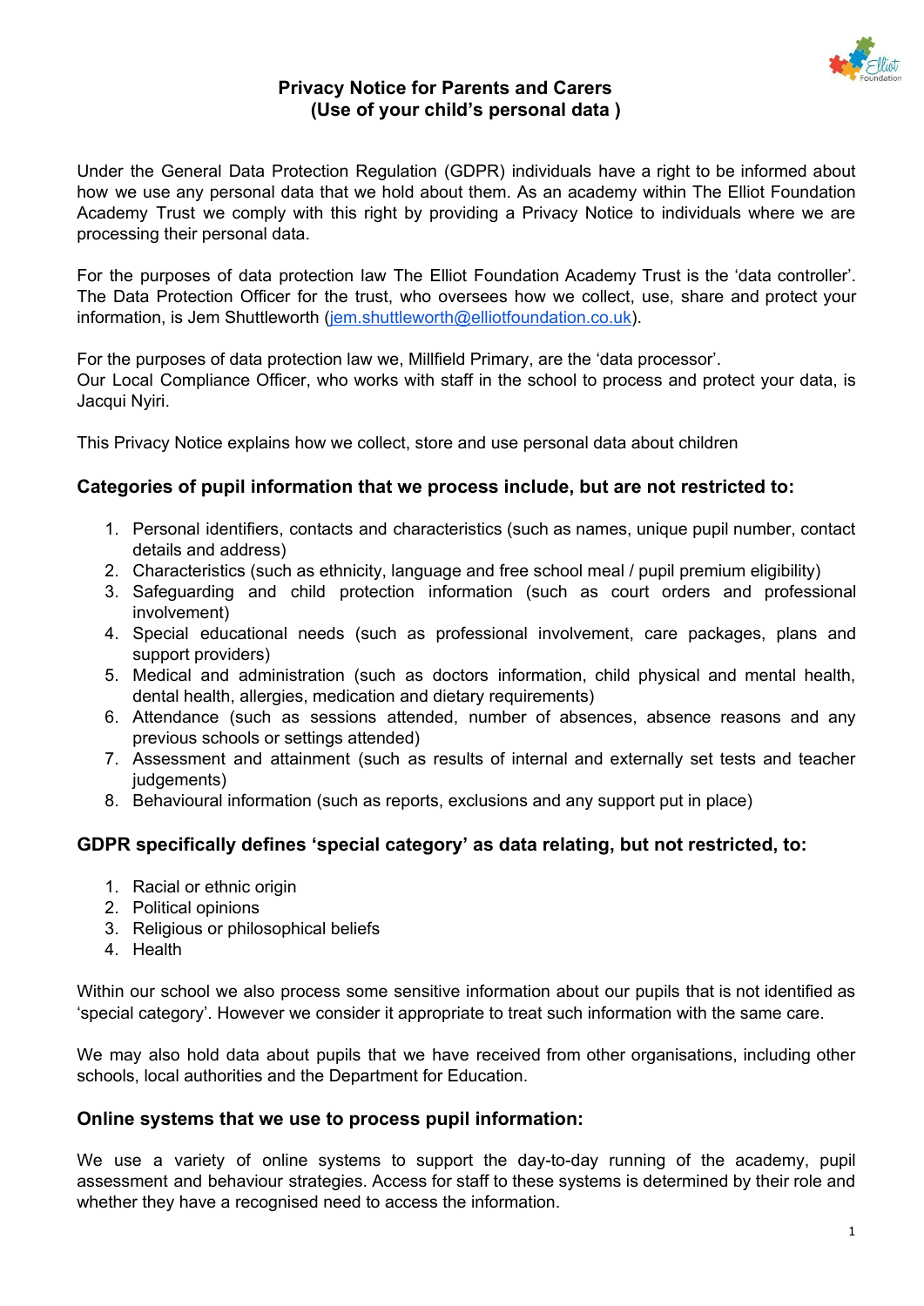# Privacy Notice for Parents and Carers
## (Use of your child's personal data )

Under the General Data Protection Regulation (GDPR) individuals have a right to be informed about how we use any personal data that we hold about them. As an academy within The Elliot Foundation Academy Trust we comply with this right by providing a Privacy Notice to individuals where we are processing their personal data.

For the purposes of data protection law The Elliot Foundation Academy Trust is the 'data controller'. The Data Protection Officer for the trust, who oversees how we collect, use, share and protect your information, is Jem Shuttleworth (jem.shuttleworth@elliotfoundation.co.uk).

For the purposes of data protection law we, Millfield Primary, are the 'data processor'.
Our Local Compliance Officer, who works with staff in the school to process and protect your data, is Jacqui Nyiri.

This Privacy Notice explains how we collect, store and use personal data about children

### Categories of pupil information that we process include, but are not restricted to:

1. Personal identifiers, contacts and characteristics (such as names, unique pupil number, contact details and address)
2. Characteristics (such as ethnicity, language and free school meal / pupil premium eligibility)
3. Safeguarding and child protection information (such as court orders and professional involvement)
4. Special educational needs (such as professional involvement, care packages, plans and support providers)
5. Medical and administration (such as doctors information, child physical and mental health, dental health, allergies, medication and dietary requirements)
6. Attendance (such as sessions attended, number of absences, absence reasons and any previous schools or settings attended)
7. Assessment and attainment (such as results of internal and externally set tests and teacher judgements)
8. Behavioural information (such as reports, exclusions and any support put in place)

### GDPR specifically defines 'special category' as data relating, but not restricted, to:

1. Racial or ethnic origin
2. Political opinions
3. Religious or philosophical beliefs
4. Health

Within our school we also process some sensitive information about our pupils that is not identified as 'special category'. However we consider it appropriate to treat such information with the same care.

We may also hold data about pupils that we have received from other organisations, including other schools, local authorities and the Department for Education.

### Online systems that we use to process pupil information:

We use a variety of online systems to support the day-to-day running of the academy, pupil assessment and behaviour strategies. Access for staff to these systems is determined by their role and whether they have a recognised need to access the information.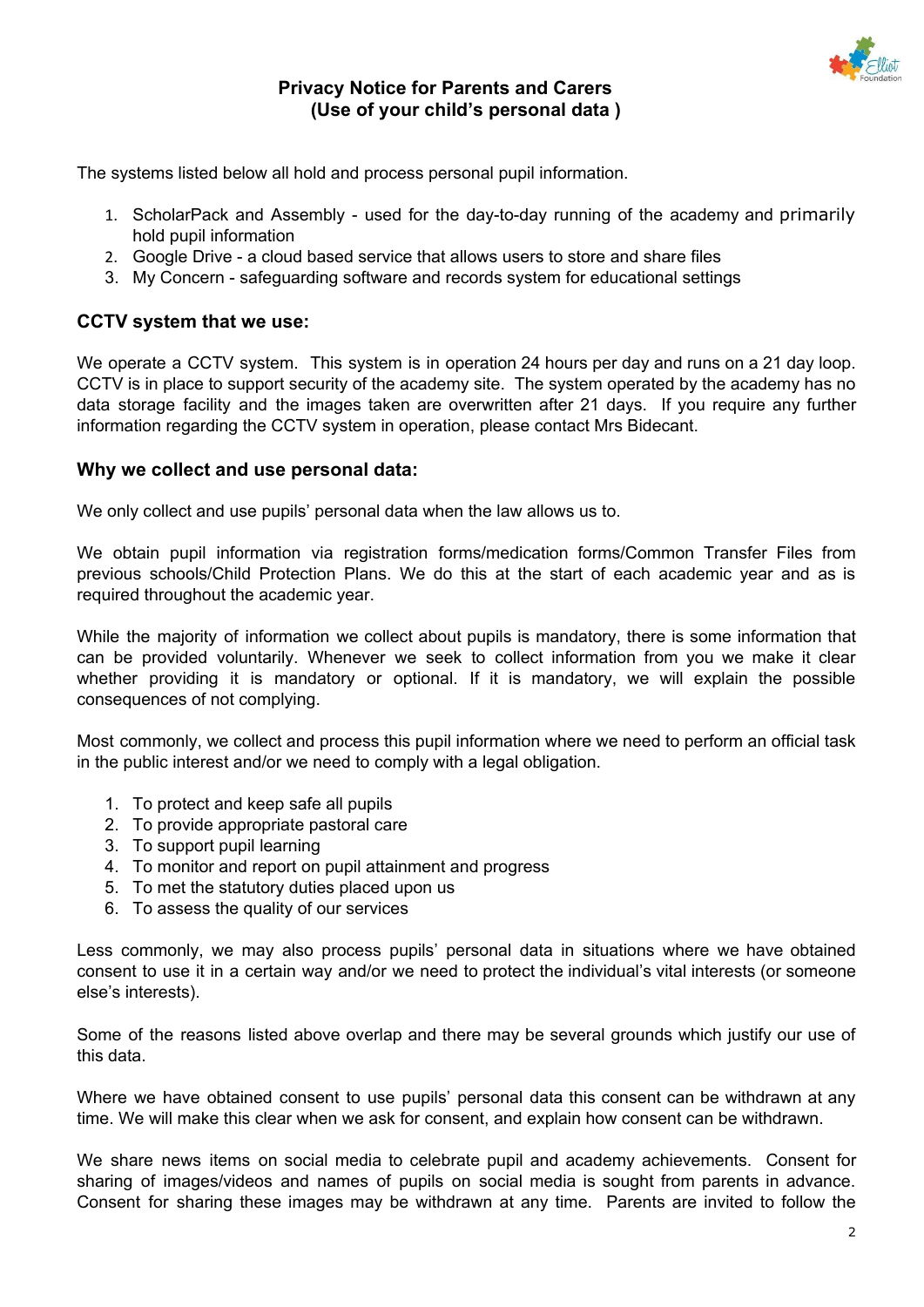## Privacy Notice for Parents and Carers
## (Use of your child's personal data )

The systems listed below all hold and process personal pupil information.

1. ScholarPack and Assembly - used for the day-to-day running of the academy and primarily hold pupil information
2. Google Drive - a cloud based service that allows users to store and share files
3. My Concern - safeguarding software and records system for educational settings

### CCTV system that we use:

We operate a CCTV system. This system is in operation 24 hours per day and runs on a 21 day loop. CCTV is in place to support security of the academy site. The system operated by the academy has no data storage facility and the images taken are overwritten after 21 days. If you require any further information regarding the CCTV system in operation, please contact Mrs Bidecant.

### Why we collect and use personal data:

We only collect and use pupils' personal data when the law allows us to.

We obtain pupil information via registration forms/medication forms/Common Transfer Files from previous schools/Child Protection Plans. We do this at the start of each academic year and as is required throughout the academic year.

While the majority of information we collect about pupils is mandatory, there is some information that can be provided voluntarily. Whenever we seek to collect information from you we make it clear whether providing it is mandatory or optional. If it is mandatory, we will explain the possible consequences of not complying.

Most commonly, we collect and process this pupil information where we need to perform an official task in the public interest and/or we need to comply with a legal obligation.

1. To protect and keep safe all pupils
2. To provide appropriate pastoral care
3. To support pupil learning
4. To monitor and report on pupil attainment and progress
5. To met the statutory duties placed upon us
6. To assess the quality of our services

Less commonly, we may also process pupils' personal data in situations where we have obtained consent to use it in a certain way and/or we need to protect the individual's vital interests (or someone else's interests).

Some of the reasons listed above overlap and there may be several grounds which justify our use of this data.

Where we have obtained consent to use pupils' personal data this consent can be withdrawn at any time. We will make this clear when we ask for consent, and explain how consent can be withdrawn.

We share news items on social media to celebrate pupil and academy achievements. Consent for sharing of images/videos and names of pupils on social media is sought from parents in advance. Consent for sharing these images may be withdrawn at any time. Parents are invited to follow the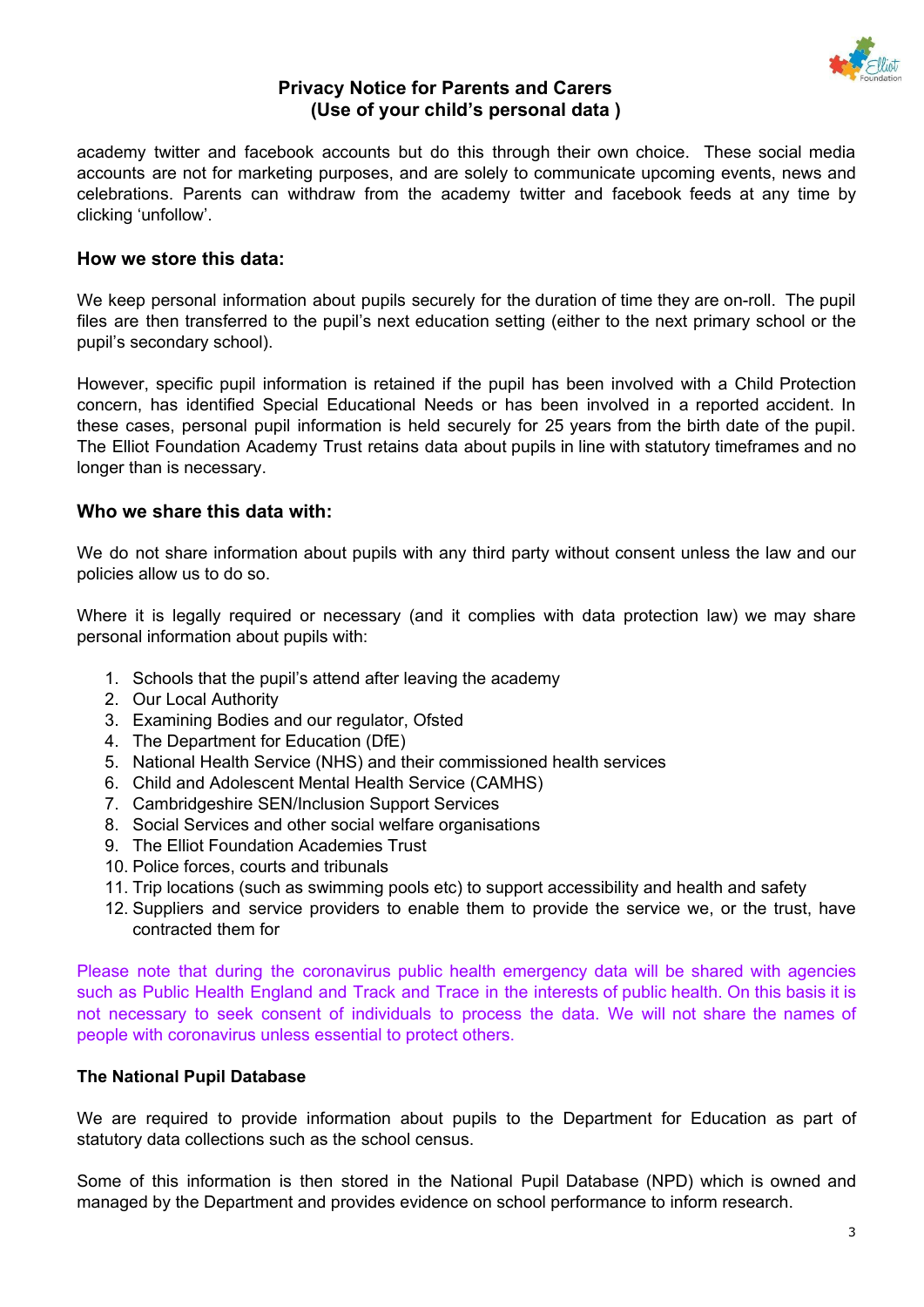academy twitter and facebook accounts but do this through their own choice. These social media accounts are not for marketing purposes, and are solely to communicate upcoming events, news and celebrations. Parents can withdraw from the academy twitter and facebook feeds at any time by clicking 'unfollow'.

### How we store this data:

We keep personal information about pupils securely for the duration of time they are on-roll. The pupil files are then transferred to the pupil's next education setting (either to the next primary school or the pupil's secondary school).

However, specific pupil information is retained if the pupil has been involved with a Child Protection concern, has identified Special Educational Needs or has been involved in a reported accident. In these cases, personal pupil information is held securely for 25 years from the birth date of the pupil. The Elliot Foundation Academy Trust retains data about pupils in line with statutory timeframes and no longer than is necessary.

### Who we share this data with:

We do not share information about pupils with any third party without consent unless the law and our policies allow us to do so.

Where it is legally required or necessary (and it complies with data protection law) we may share personal information about pupils with:

1. Schools that the pupil's attend after leaving the academy
2. Our Local Authority
3. Examining Bodies and our regulator, Ofsted
4. The Department for Education (DfE)
5. National Health Service (NHS) and their commissioned health services
6. Child and Adolescent Mental Health Service (CAMHS)
7. Cambridgeshire SEN/Inclusion Support Services
8. Social Services and other social welfare organisations
9. The Elliot Foundation Academies Trust
10. Police forces, courts and tribunals
11. Trip locations (such as swimming pools etc) to support accessibility and health and safety
12. Suppliers and service providers to enable them to provide the service we, or the trust, have contracted them for

Please note that during the coronavirus public health emergency data will be shared with agencies such as Public Health England and Track and Trace in the interests of public health. On this basis it is not necessary to seek consent of individuals to process the data. We will not share the names of people with coronavirus unless essential to protect others.

**The National Pupil Database**

We are required to provide information about pupils to the Department for Education as part of statutory data collections such as the school census.

Some of this information is then stored in the National Pupil Database (NPD) which is owned and managed by the Department and provides evidence on school performance to inform research.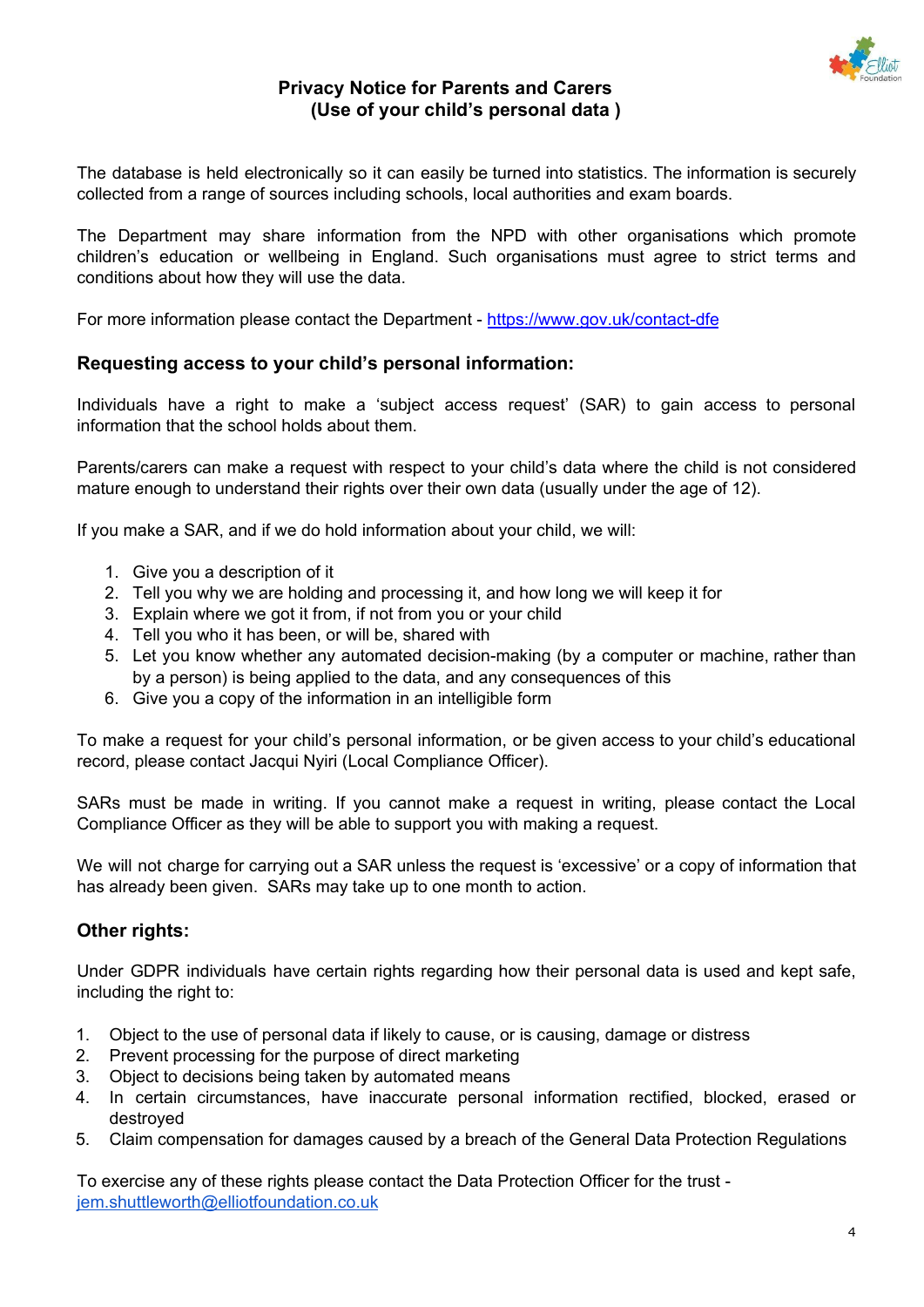# Privacy Notice for Parents and Carers
## (Use of your child's personal data )

The database is held electronically so it can easily be turned into statistics. The information is securely collected from a range of sources including schools, local authorities and exam boards.

The Department may share information from the NPD with other organisations which promote children's education or wellbeing in England. Such organisations must agree to strict terms and conditions about how they will use the data.

For more information please contact the Department - https://www.gov.uk/contact-dfe

## Requesting access to your child's personal information:

Individuals have a right to make a 'subject access request' (SAR) to gain access to personal information that the school holds about them.

Parents/carers can make a request with respect to your child's data where the child is not considered mature enough to understand their rights over their own data (usually under the age of 12).

If you make a SAR, and if we do hold information about your child, we will:

1. Give you a description of it
2. Tell you why we are holding and processing it, and how long we will keep it for
3. Explain where we got it from, if not from you or your child
4. Tell you who it has been, or will be, shared with
5. Let you know whether any automated decision-making (by a computer or machine, rather than by a person) is being applied to the data, and any consequences of this
6. Give you a copy of the information in an intelligible form

To make a request for your child's personal information, or be given access to your child's educational record, please contact Jacqui Nyiri (Local Compliance Officer).

SARs must be made in writing. If you cannot make a request in writing, please contact the Local Compliance Officer as they will be able to support you with making a request.

We will not charge for carrying out a SAR unless the request is 'excessive' or a copy of information that has already been given. SARs may take up to one month to action.

## Other rights:

Under GDPR individuals have certain rights regarding how their personal data is used and kept safe, including the right to:

1. Object to the use of personal data if likely to cause, or is causing, damage or distress
2. Prevent processing for the purpose of direct marketing
3. Object to decisions being taken by automated means
4. In certain circumstances, have inaccurate personal information rectified, blocked, erased or destroyed
5. Claim compensation for damages caused by a breach of the General Data Protection Regulations

To exercise any of these rights please contact the Data Protection Officer for the trust - jem.shuttleworth@elliotfoundation.co.uk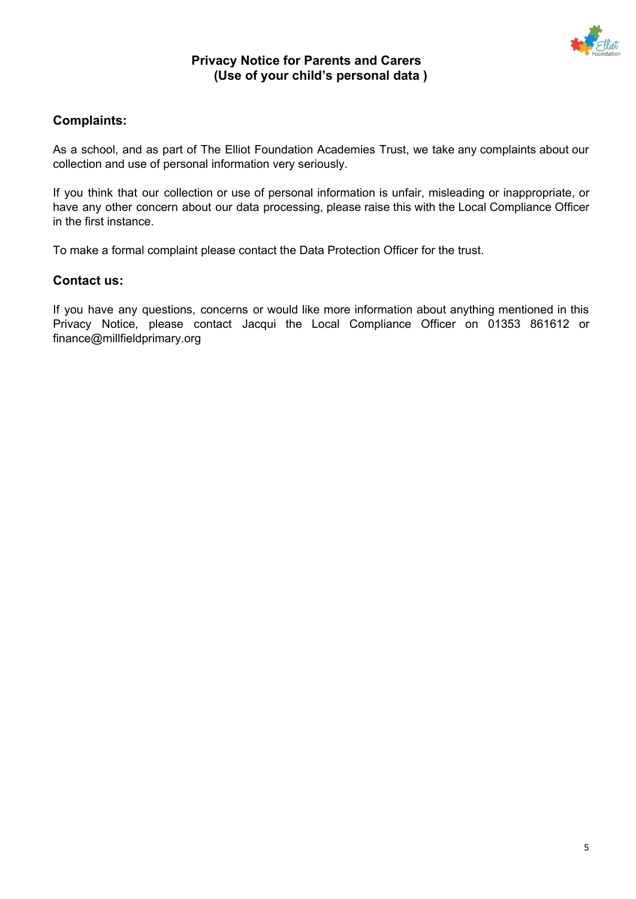**Privacy Notice for Parents and Carers**
**(Use of your child's personal data )**

## Complaints:

As a school, and as part of The Elliot Foundation Academies Trust, we take any complaints about our collection and use of personal information very seriously.

If you think that our collection or use of personal information is unfair, misleading or inappropriate, or have any other concern about our data processing, please raise this with the Local Compliance Officer in the first instance.

To make a formal complaint please contact the Data Protection Officer for the trust.

## Contact us:

If you have any questions, concerns or would like more information about anything mentioned in this Privacy Notice, please contact Jacqui the Local Compliance Officer on 01353 861612 or finance@millfieldprimary.org